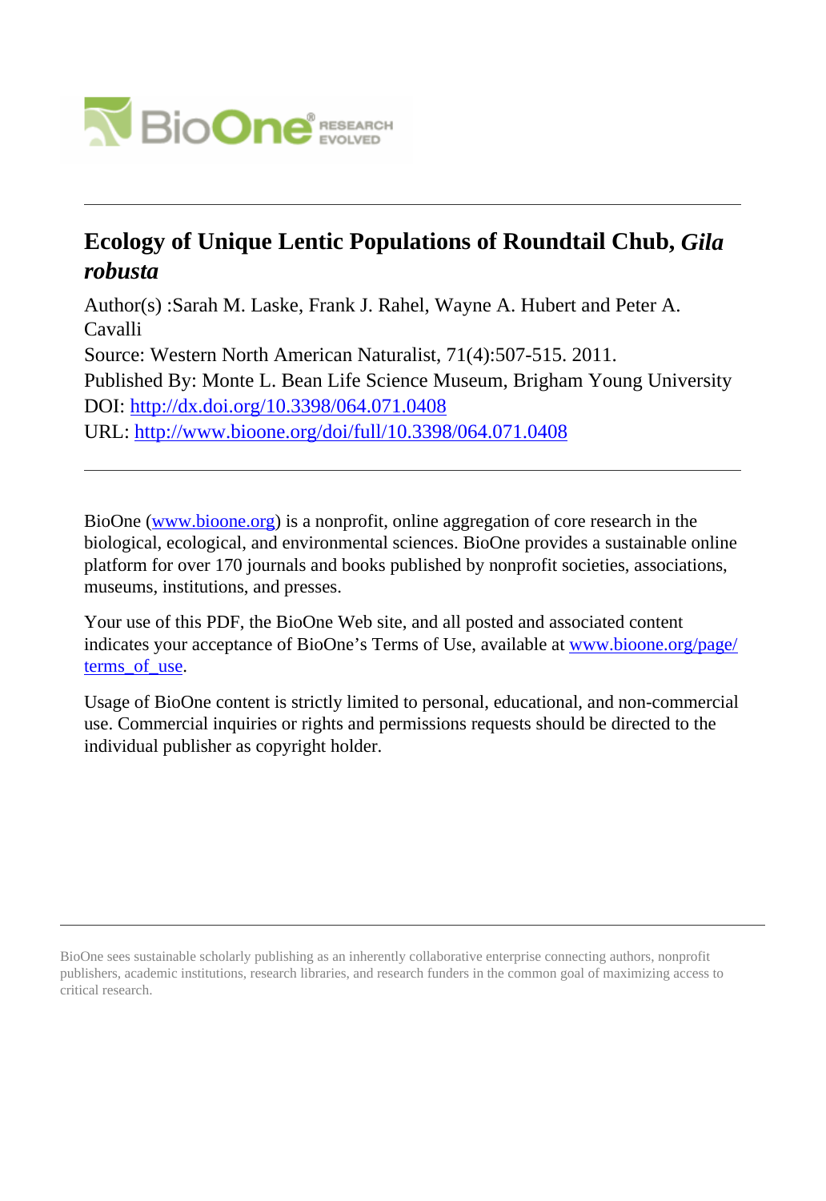# Ecology of Unique Lentic Populations of Roundtail Chub, *Gila robusta*

Author(s) :Sarah M. Laske, Frank J. Rahel, Wayne A. Hubert and Peter A. Cavalli

Source: Western North American Naturalist, 71(4):507-515. 2011.

Published By: Monte L. Bean Life Science Museum, Brigham Young University

DOI: http://dx.doi.org/10.3398/064.071.0408

URL: http://www.bioone.org/doi/full/10.3398/064.071.0408

---

BioOne (www.bioone.org) is a nonprofit, online aggregation of core research in the biological, ecological, and environmental sciences. BioOne provides a sustainable online platform for over 170 journals and books published by nonprofit societies, associations, museums, institutions, and presses.

Your use of this PDF, the BioOne Web site, and all posted and associated content indicates your acceptance of BioOne's Terms of Use, available at www.bioone.org/page/terms_of_use.

Usage of BioOne content is strictly limited to personal, educational, and non-commercial use. Commercial inquiries or rights and permissions requests should be directed to the individual publisher as copyright holder.

---

BioOne sees sustainable scholarly publishing as an inherently collaborative enterprise connecting authors, nonprofit publishers, academic institutions, research libraries, and research funders in the common goal of maximizing access to critical research.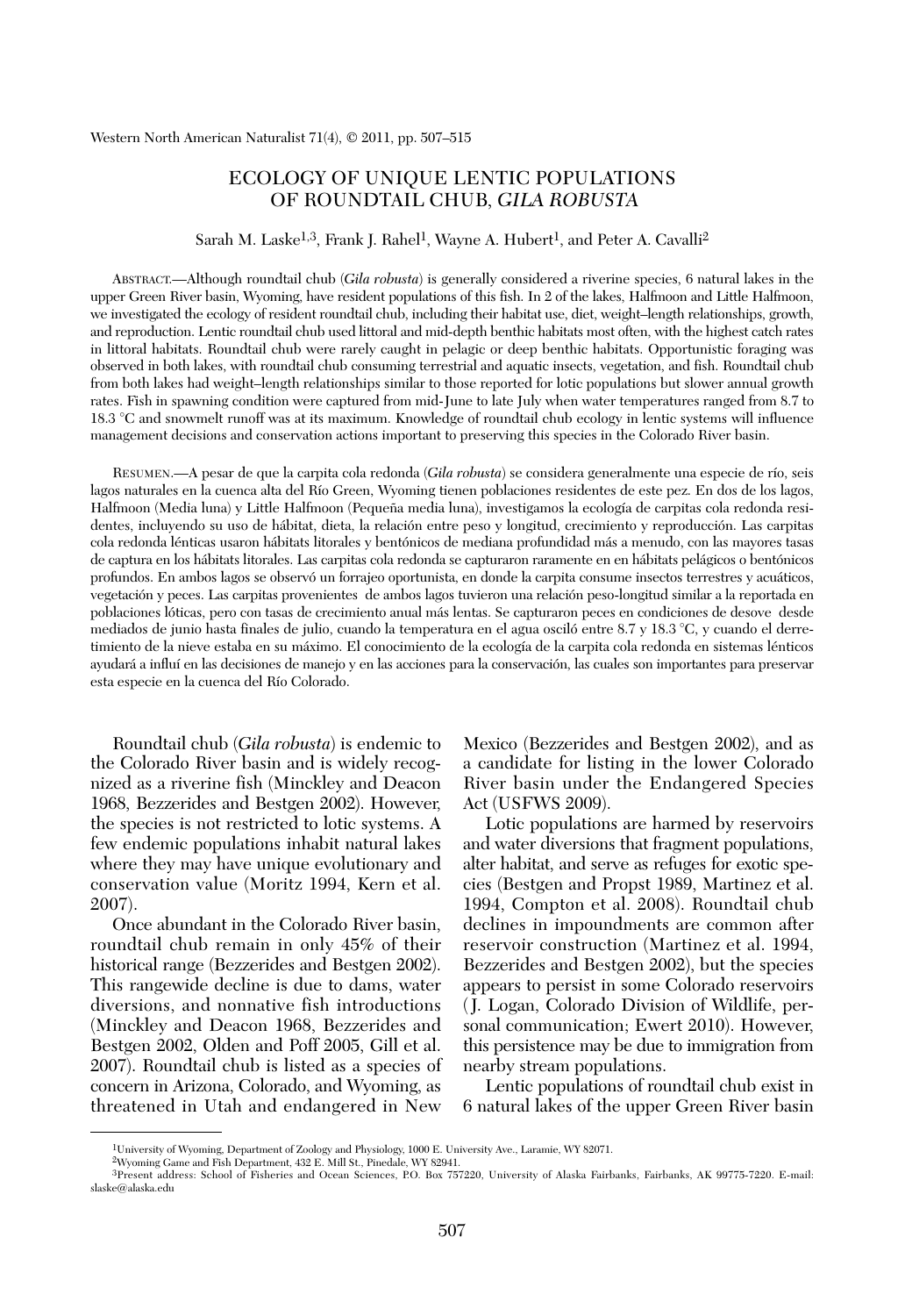Western North American Naturalist 71(4), © 2011, pp. 507–515

# ECOLOGY OF UNIQUE LENTIC POPULATIONS OF ROUNDTAIL CHUB, *GILA ROBUSTA*

Sarah M. Laske[1,3], Frank J. Rahel[1], Wayne A. Hubert[1], and Peter A. Cavalli[2]

ABSTRACT.—Although roundtail chub (*Gila robusta*) is generally considered a riverine species, 6 natural lakes in the upper Green River basin, Wyoming, have resident populations of this fish. In 2 of the lakes, Halfmoon and Little Halfmoon, we investigated the ecology of resident roundtail chub, including their habitat use, diet, weight–length relationships, growth, and reproduction. Lentic roundtail chub used littoral and mid-depth benthic habitats most often, with the highest catch rates in littoral habitats. Roundtail chub were rarely caught in pelagic or deep benthic habitats. Opportunistic foraging was observed in both lakes, with roundtail chub consuming terrestrial and aquatic insects, vegetation, and fish. Roundtail chub from both lakes had weight–length relationships similar to those reported for lotic populations but slower annual growth rates. Fish in spawning condition were captured from mid-June to late July when water temperatures ranged from 8.7 to 18.3 °C and snowmelt runoff was at its maximum. Knowledge of roundtail chub ecology in lentic systems will influence management decisions and conservation actions important to preserving this species in the Colorado River basin.

RESUMEN.—A pesar de que la carpita cola redonda (*Gila robusta*) se considera generalmente una especie de río, seis lagos naturales en la cuenca alta del Río Green, Wyoming tienen poblaciones residentes de este pez. En dos de los lagos, Halfmoon (Media luna) y Little Halfmoon (Pequeña media luna), investigamos la ecología de carpitas cola redonda residentes, incluyendo su uso de hábitat, dieta, la relación entre peso y longitud, crecimiento y reproducción. Las carpitas cola redonda lénticas usaron hábitats litorales y bentónicos de mediana profundidad más a menudo, con las mayores tasas de captura en los hábitats litorales. Las carpitas cola redonda se capturaron raramente en en hábitats pelágicos o bentónicos profundos. En ambos lagos se observó un forrajeo oportunista, en donde la carpita consume insectos terrestres y acuáticos, vegetación y peces. Las carpitas provenientes de ambos lagos tuvieron una relación peso-longitud similar a la reportada en poblaciones lóticas, pero con tasas de crecimiento anual más lentas. Se capturaron peces en condiciones de desove desde mediados de junio hasta finales de julio, cuando la temperatura en el agua osciló entre 8.7 y 18.3 °C, y cuando el derretimiento de la nieve estaba en su máximo. El conocimiento de la ecología de la carpita cola redonda en sistemas lénticos ayudará a influí en las decisiones de manejo y en las acciones para la conservación, las cuales son importantes para preservar esta especie en la cuenca del Río Colorado.

Roundtail chub (*Gila robusta*) is endemic to the Colorado River basin and is widely recognized as a riverine fish (Minckley and Deacon 1968, Bezzerides and Bestgen 2002). However, the species is not restricted to lotic systems. A few endemic populations inhabit natural lakes where they may have unique evolutionary and conservation value (Moritz 1994, Kern et al. 2007).

Once abundant in the Colorado River basin, roundtail chub remain in only 45% of their historical range (Bezzerides and Bestgen 2002). This rangewide decline is due to dams, water diversions, and nonnative fish introductions (Minckley and Deacon 1968, Bezzerides and Bestgen 2002, Olden and Poff 2005, Gill et al. 2007). Roundtail chub is listed as a species of concern in Arizona, Colorado, and Wyoming, as threatened in Utah and endangered in New Mexico (Bezzerides and Bestgen 2002), and as a candidate for listing in the lower Colorado River basin under the Endangered Species Act (USFWS 2009).

Lotic populations are harmed by reservoirs and water diversions that fragment populations, alter habitat, and serve as refuges for exotic species (Bestgen and Propst 1989, Martinez et al. 1994, Compton et al. 2008). Roundtail chub declines in impoundments are common after reservoir construction (Martinez et al. 1994, Bezzerides and Bestgen 2002), but the species appears to persist in some Colorado reservoirs (J. Logan, Colorado Division of Wildlife, personal communication; Ewert 2010). However, this persistence may be due to immigration from nearby stream populations.

Lentic populations of roundtail chub exist in 6 natural lakes of the upper Green River basin

[1]University of Wyoming, Department of Zoology and Physiology, 1000 E. University Ave., Laramie, WY 82071.
[2]Wyoming Game and Fish Department, 432 E. Mill St., Pinedale, WY 82941.
[3]Present address: School of Fisheries and Ocean Sciences, P.O. Box 757220, University of Alaska Fairbanks, Fairbanks, AK 99775-7220. E-mail: slaske@alaska.edu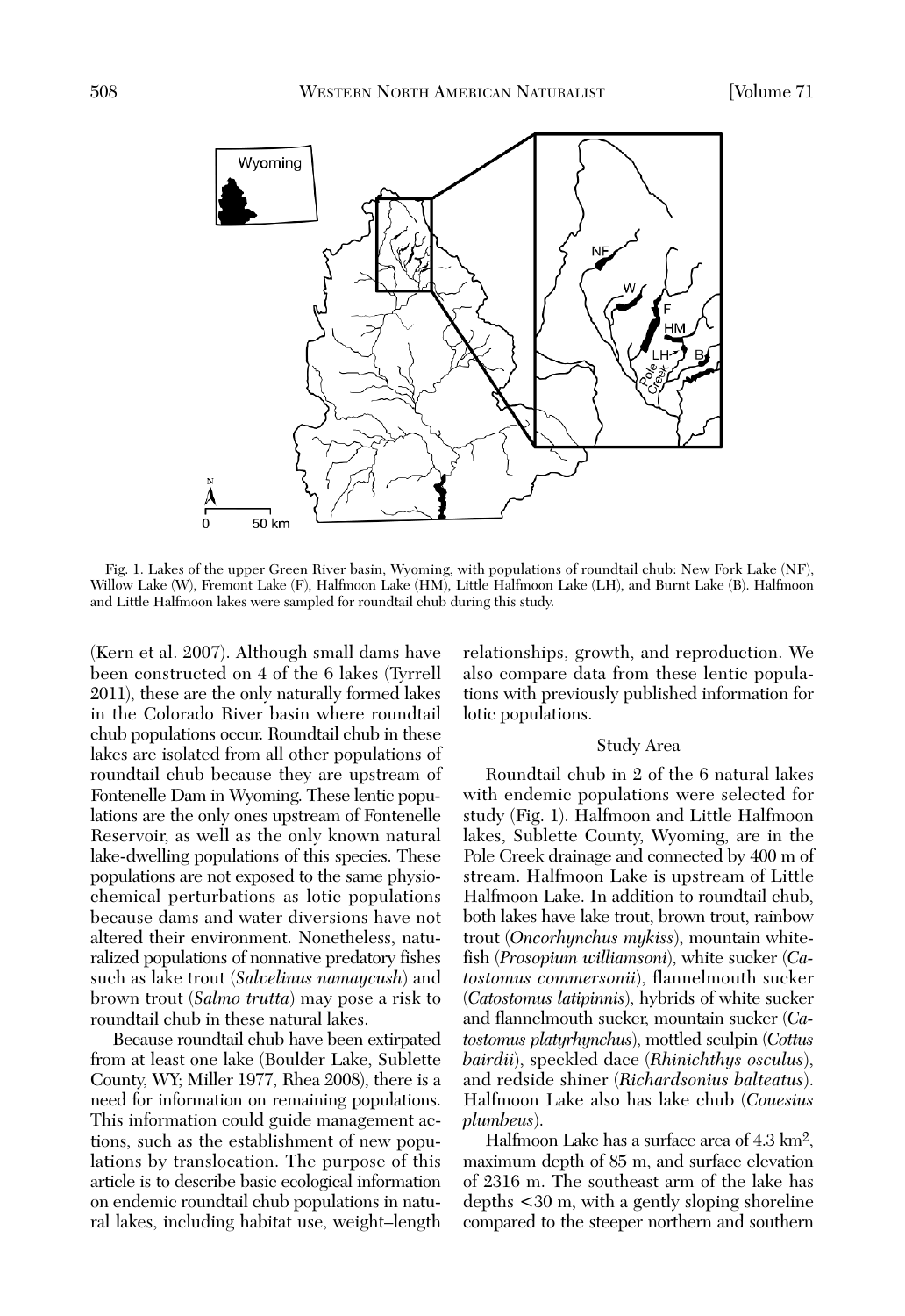Fig. 1. Lakes of the upper Green River basin, Wyoming, with populations of roundtail chub: New Fork Lake (NF), Willow Lake (W), Fremont Lake (F), Halfmoon Lake (HM), Little Halfmoon Lake (LH), and Burnt Lake (B). Halfmoon and Little Halfmoon lakes were sampled for roundtail chub during this study.

(Kern et al. 2007). Although small dams have been constructed on 4 of the 6 lakes (Tyrrell 2011), these are the only naturally formed lakes in the Colorado River basin where roundtail chub populations occur. Roundtail chub in these lakes are isolated from all other populations of roundtail chub because they are upstream of Fontenelle Dam in Wyoming. These lentic populations are the only ones upstream of Fontenelle Reservoir, as well as the only known natural lake-dwelling populations of this species. These populations are not exposed to the same physiochemical perturbations as lotic populations because dams and water diversions have not altered their environment. Nonetheless, naturalized populations of nonnative predatory fishes such as lake trout (*Salvelinus namaycush*) and brown trout (*Salmo trutta*) may pose a risk to roundtail chub in these natural lakes.

Because roundtail chub have been extirpated from at least one lake (Boulder Lake, Sublette County, WY; Miller 1977, Rhea 2008), there is a need for information on remaining populations. This information could guide management actions, such as the establishment of new populations by translocation. The purpose of this article is to describe basic ecological information on endemic roundtail chub populations in natural lakes, including habitat use, weight–length relationships, growth, and reproduction. We also compare data from these lentic populations with previously published information for lotic populations.

## Study Area

Roundtail chub in 2 of the 6 natural lakes with endemic populations were selected for study (Fig. 1). Halfmoon and Little Halfmoon lakes, Sublette County, Wyoming, are in the Pole Creek drainage and connected by 400 m of stream. Halfmoon Lake is upstream of Little Halfmoon Lake. In addition to roundtail chub, both lakes have lake trout, brown trout, rainbow trout (*Oncorhynchus mykiss*), mountain whitefish (*Prosopium williamsoni*), white sucker (*Catostomus commersonii*), flannelmouth sucker (*Catostomus latipinnis*), hybrids of white sucker and flannelmouth sucker, mountain sucker (*Catostomus platyrhynchus*), mottled sculpin (*Cottus bairdii*), speckled dace (*Rhinichthys osculus*), and redside shiner (*Richardsonius balteatus*). Halfmoon Lake also has lake chub (*Couesius plumbeus*).

Halfmoon Lake has a surface area of 4.3 km$^2$, maximum depth of 85 m, and surface elevation of 2316 m. The southeast arm of the lake has depths <30 m, with a gently sloping shoreline compared to the steeper northern and southern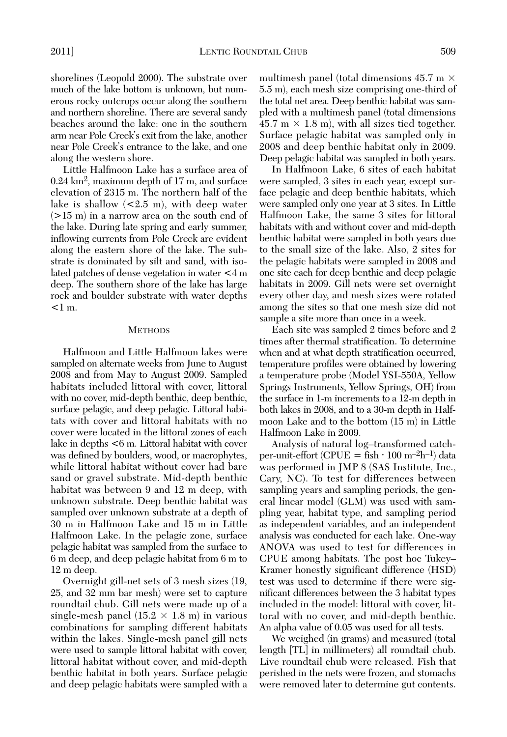shorelines (Leopold 2000). The substrate over much of the lake bottom is unknown, but numerous rocky outcrops occur along the southern and northern shoreline. There are several sandy beaches around the lake: one in the southern arm near Pole Creek's exit from the lake, another near Pole Creek's entrance to the lake, and one along the western shore.

Little Halfmoon Lake has a surface area of 0.24 $km^2$, maximum depth of 17 m, and surface elevation of 2315 m. The northern half of the lake is shallow (<2.5 m), with deep water (>15 m) in a narrow area on the south end of the lake. During late spring and early summer, inflowing currents from Pole Creek are evident along the eastern shore of the lake. The substrate is dominated by silt and sand, with isolated patches of dense vegetation in water <4 m deep. The southern shore of the lake has large rock and boulder substrate with water depths <1 m.

## Methods

Halfmoon and Little Halfmoon lakes were sampled on alternate weeks from June to August 2008 and from May to August 2009. Sampled habitats included littoral with cover, littoral with no cover, mid-depth benthic, deep benthic, surface pelagic, and deep pelagic. Littoral habitats with cover and littoral habitats with no cover were located in the littoral zones of each lake in depths <6 m. Littoral habitat with cover was defined by boulders, wood, or macrophytes, while littoral habitat without cover had bare sand or gravel substrate. Mid-depth benthic habitat was between 9 and 12 m deep, with unknown substrate. Deep benthic habitat was sampled over unknown substrate at a depth of 30 m in Halfmoon Lake and 15 m in Little Halfmoon Lake. In the pelagic zone, surface pelagic habitat was sampled from the surface to 6 m deep, and deep pelagic habitat from 6 m to 12 m deep.

Overnight gill-net sets of 3 mesh sizes (19, 25, and 32 mm bar mesh) were set to capture roundtail chub. Gill nets were made up of a single-mesh panel (15.2 × 1.8 m) in various combinations for sampling different habitats within the lakes. Single-mesh panel gill nets were used to sample littoral habitat with cover, littoral habitat without cover, and mid-depth benthic habitat in both years. Surface pelagic and deep pelagic habitats were sampled with a multimesh panel (total dimensions 45.7 m × 5.5 m), each mesh size comprising one-third of the total net area. Deep benthic habitat was sampled with a multimesh panel (total dimensions 45.7 m × 1.8 m), with all sizes tied together. Surface pelagic habitat was sampled only in 2008 and deep benthic habitat only in 2009. Deep pelagic habitat was sampled in both years.

In Halfmoon Lake, 6 sites of each habitat were sampled, 3 sites in each year, except surface pelagic and deep benthic habitats, which were sampled only one year at 3 sites. In Little Halfmoon Lake, the same 3 sites for littoral habitats with and without cover and mid-depth benthic habitat were sampled in both years due to the small size of the lake. Also, 2 sites for the pelagic habitats were sampled in 2008 and one site each for deep benthic and deep pelagic habitats in 2009. Gill nets were set overnight every other day, and mesh sizes were rotated among the sites so that one mesh size did not sample a site more than once in a week.

Each site was sampled 2 times before and 2 times after thermal stratification. To determine when and at what depth stratification occurred, temperature profiles were obtained by lowering a temperature probe (Model YSI-550A, Yellow Springs Instruments, Yellow Springs, OH) from the surface in 1-m increments to a 12-m depth in both lakes in 2008, and to a 30-m depth in Halfmoon Lake and to the bottom (15 m) in Little Halfmoon Lake in 2009.

Analysis of natural log–transformed catch-per-unit-effort (CPUE = fish · 100 $m^{-2}h^{-1}$) data was performed in JMP 8 (SAS Institute, Inc., Cary, NC). To test for differences between sampling years and sampling periods, the general linear model (GLM) was used with sampling year, habitat type, and sampling period as independent variables, and an independent analysis was conducted for each lake. One-way ANOVA was used to test for differences in CPUE among habitats. The post hoc Tukey–Kramer honestly significant difference (HSD) test was used to determine if there were significant differences between the 3 habitat types included in the model: littoral with cover, littoral with no cover, and mid-depth benthic. An alpha value of 0.05 was used for all tests.

We weighed (in grams) and measured (total length [TL] in millimeters) all roundtail chub. Live roundtail chub were released. Fish that perished in the nets were frozen, and stomachs were removed later to determine gut contents.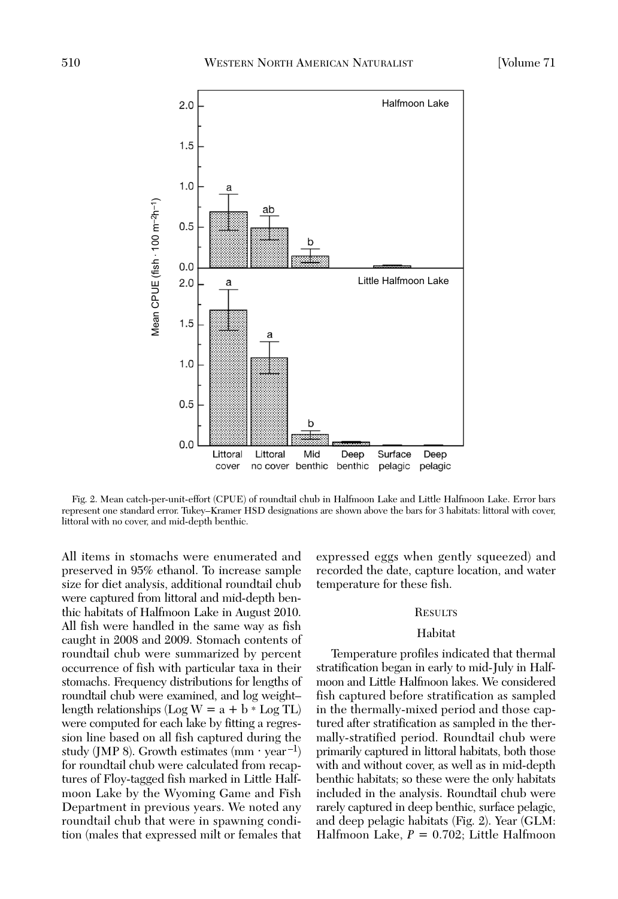Fig. 2. Mean catch-per-unit-effort (CPUE) of roundtail chub in Halfmoon Lake and Little Halfmoon Lake. Error bars represent one standard error. Tukey–Kramer HSD designations are shown above the bars for 3 habitats: littoral with cover, littoral with no cover, and mid-depth benthic.

All items in stomachs were enumerated and preserved in 95% ethanol. To increase sample size for diet analysis, additional roundtail chub were captured from littoral and mid-depth benthic habitats of Halfmoon Lake in August 2010. All fish were handled in the same way as fish caught in 2008 and 2009. Stomach contents of roundtail chub were summarized by percent occurrence of fish with particular taxa in their stomachs. Frequency distributions for lengths of roundtail chub were examined, and log weight–length relationships (Log W = a + b * Log TL) were computed for each lake by fitting a regression line based on all fish captured during the study (JMP 8). Growth estimates (mm · year$^{-1}$) for roundtail chub were calculated from recaptures of Floy-tagged fish marked in Little Halfmoon Lake by the Wyoming Game and Fish Department in previous years. We noted any roundtail chub that were in spawning condition (males that expressed milt or females that expressed eggs when gently squeezed) and recorded the date, capture location, and water temperature for these fish.

## Results

### Habitat

Temperature profiles indicated that thermal stratification began in early to mid-July in Halfmoon and Little Halfmoon lakes. We considered fish captured before stratification as sampled in the thermally-mixed period and those captured after stratification as sampled in the thermally-stratified period. Roundtail chub were primarily captured in littoral habitats, both those with and without cover, as well as in mid-depth benthic habitats; so these were the only habitats included in the analysis. Roundtail chub were rarely captured in deep benthic, surface pelagic, and deep pelagic habitats (Fig. 2). Year (GLM: Halfmoon Lake, $P = 0.702$; Little Halfmoon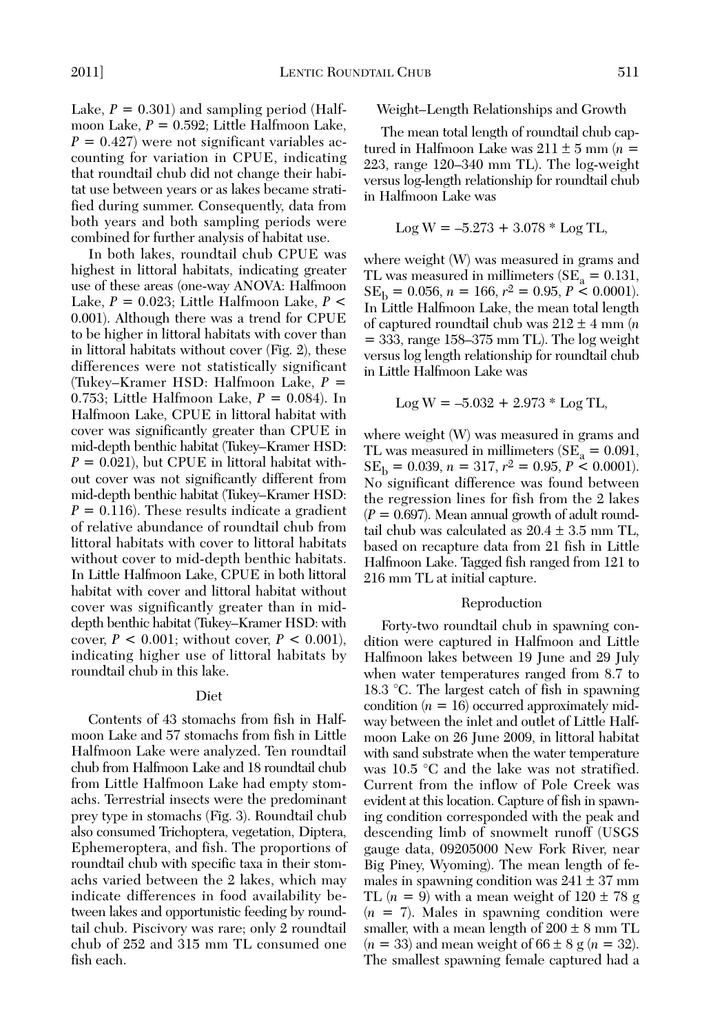Lake, $P = 0.301$) and sampling period (Halfmoon Lake, $P = 0.592$; Little Halfmoon Lake, $P = 0.427$) were not significant variables accounting for variation in CPUE, indicating that roundtail chub did not change their habitat use between years or as lakes became stratified during summer. Consequently, data from both years and both sampling periods were combined for further analysis of habitat use.

In both lakes, roundtail chub CPUE was highest in littoral habitats, indicating greater use of these areas (one-way ANOVA: Halfmoon Lake, $P = 0.023$; Little Halfmoon Lake, $P < 0.001$). Although there was a trend for CPUE to be higher in littoral habitats with cover than in littoral habitats without cover (Fig. 2), these differences were not statistically significant (Tukey–Kramer HSD: Halfmoon Lake, $P = 0.753$; Little Halfmoon Lake, $P = 0.084$). In Halfmoon Lake, CPUE in littoral habitat with cover was significantly greater than CPUE in mid-depth benthic habitat (Tukey–Kramer HSD: $P = 0.021$), but CPUE in littoral habitat without cover was not significantly different from mid-depth benthic habitat (Tukey–Kramer HSD: $P = 0.116$). These results indicate a gradient of relative abundance of roundtail chub from littoral habitats with cover to littoral habitats without cover to mid-depth benthic habitats. In Little Halfmoon Lake, CPUE in both littoral habitat with cover and littoral habitat without cover was significantly greater than in mid-depth benthic habitat (Tukey–Kramer HSD: with cover, $P < 0.001$; without cover, $P < 0.001$), indicating higher use of littoral habitats by roundtail chub in this lake.

### Diet

Contents of 43 stomachs from fish in Halfmoon Lake and 57 stomachs from fish in Little Halfmoon Lake were analyzed. Ten roundtail chub from Halfmoon Lake and 18 roundtail chub from Little Halfmoon Lake had empty stomachs. Terrestrial insects were the predominant prey type in stomachs (Fig. 3). Roundtail chub also consumed Trichoptera, vegetation, Diptera, Ephemeroptera, and fish. The proportions of roundtail chub with specific taxa in their stomachs varied between the 2 lakes, which may indicate differences in food availability between lakes and opportunistic feeding by roundtail chub. Piscivory was rare; only 2 roundtail chub of 252 and 315 mm TL consumed one fish each.

### Weight–Length Relationships and Growth

The mean total length of roundtail chub captured in Halfmoon Lake was 211 ± 5 mm ($n = 223$, range 120–340 mm TL). The log-weight versus log-length relationship for roundtail chub in Halfmoon Lake was

$$\text{Log W} = -5.273 + 3.078 * \text{Log TL},$$

where weight (W) was measured in grams and TL was measured in millimeters ($SE_a = 0.131$, $SE_b = 0.056$, $n = 166$, $r^2 = 0.95$, $P < 0.0001$). In Little Halfmoon Lake, the mean total length of captured roundtail chub was 212 ± 4 mm ($n = 333$, range 158–375 mm TL). The log weight versus log length relationship for roundtail chub in Little Halfmoon Lake was

$$\text{Log W} = -5.032 + 2.973 * \text{Log TL},$$

where weight (W) was measured in grams and TL was measured in millimeters ($SE_a = 0.091$, $SE_b = 0.039$, $n = 317$, $r^2 = 0.95$, $P < 0.0001$). No significant difference was found between the regression lines for fish from the 2 lakes ($P = 0.697$). Mean annual growth of adult roundtail chub was calculated as 20.4 ± 3.5 mm TL, based on recapture data from 21 fish in Little Halfmoon Lake. Tagged fish ranged from 121 to 216 mm TL at initial capture.

### Reproduction

Forty-two roundtail chub in spawning condition were captured in Halfmoon and Little Halfmoon lakes between 19 June and 29 July when water temperatures ranged from 8.7 to 18.3 °C. The largest catch of fish in spawning condition ($n = 16$) occurred approximately midway between the inlet and outlet of Little Halfmoon Lake on 26 June 2009, in littoral habitat with sand substrate when the water temperature was 10.5 °C and the lake was not stratified. Current from the inflow of Pole Creek was evident at this location. Capture of fish in spawning condition corresponded with the peak and descending limb of snowmelt runoff (USGS gauge data, 09205000 New Fork River, near Big Piney, Wyoming). The mean length of females in spawning condition was 241 ± 37 mm TL ($n = 9$) with a mean weight of 120 ± 78 g ($n = 7$). Males in spawning condition were smaller, with a mean length of 200 ± 8 mm TL ($n = 33$) and mean weight of 66 ± 8 g ($n = 32$). The smallest spawning female captured had a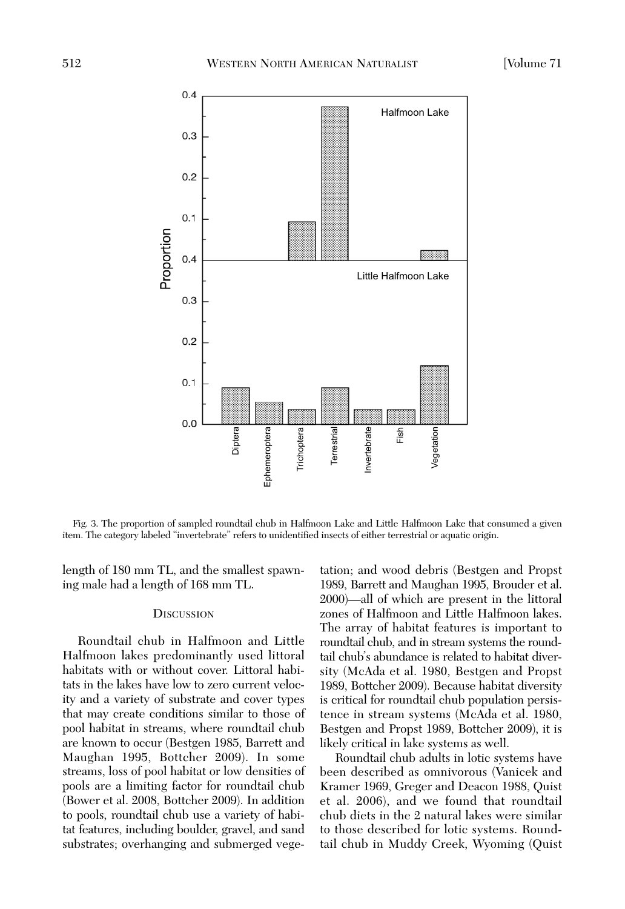Fig. 3. The proportion of sampled roundtail chub in Halfmoon Lake and Little Halfmoon Lake that consumed a given item. The category labeled "invertebrate" refers to unidentified insects of either terrestrial or aquatic origin.

length of 180 mm TL, and the smallest spawning male had a length of 168 mm TL.

## Discussion

Roundtail chub in Halfmoon and Little Halfmoon lakes predominantly used littoral habitats with or without cover. Littoral habitats in the lakes have low to zero current velocity and a variety of substrate and cover types that may create conditions similar to those of pool habitat in streams, where roundtail chub are known to occur (Bestgen 1985, Barrett and Maughan 1995, Bottcher 2009). In some streams, loss of pool habitat or low densities of pools are a limiting factor for roundtail chub (Bower et al. 2008, Bottcher 2009). In addition to pools, roundtail chub use a variety of habitat features, including boulder, gravel, and sand substrates; overhanging and submerged vegetation; and wood debris (Bestgen and Propst 1989, Barrett and Maughan 1995, Brouder et al. 2000)—all of which are present in the littoral zones of Halfmoon and Little Halfmoon lakes. The array of habitat features is important to roundtail chub, and in stream systems the roundtail chub's abundance is related to habitat diversity (McAda et al. 1980, Bestgen and Propst 1989, Bottcher 2009). Because habitat diversity is critical for roundtail chub population persistence in stream systems (McAda et al. 1980, Bestgen and Propst 1989, Bottcher 2009), it is likely critical in lake systems as well.

Roundtail chub adults in lotic systems have been described as omnivorous (Vanicek and Kramer 1969, Greger and Deacon 1988, Quist et al. 2006), and we found that roundtail chub diets in the 2 natural lakes were similar to those described for lotic systems. Roundtail chub in Muddy Creek, Wyoming (Quist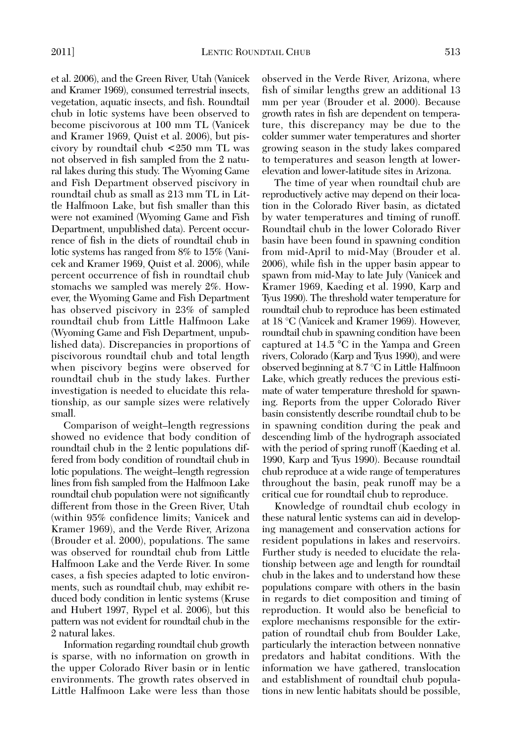et al. 2006), and the Green River, Utah (Vanicek and Kramer 1969), consumed terrestrial insects, vegetation, aquatic insects, and fish. Roundtail chub in lotic systems have been observed to become piscivorous at 100 mm TL (Vanicek and Kramer 1969, Quist et al. 2006), but piscivory by roundtail chub <250 mm TL was not observed in fish sampled from the 2 natural lakes during this study. The Wyoming Game and Fish Department observed piscivory in roundtail chub as small as 213 mm TL in Little Halfmoon Lake, but fish smaller than this were not examined (Wyoming Game and Fish Department, unpublished data). Percent occurrence of fish in the diets of roundtail chub in lotic systems has ranged from 8% to 15% (Vanicek and Kramer 1969, Quist et al. 2006), while percent occurrence of fish in roundtail chub stomachs we sampled was merely 2%. However, the Wyoming Game and Fish Department has observed piscivory in 23% of sampled roundtail chub from Little Halfmoon Lake (Wyoming Game and Fish Department, unpublished data). Discrepancies in proportions of piscivorous roundtail chub and total length when piscivory begins were observed for roundtail chub in the study lakes. Further investigation is needed to elucidate this relationship, as our sample sizes were relatively small.

Comparison of weight–length regressions showed no evidence that body condition of roundtail chub in the 2 lentic populations differed from body condition of roundtail chub in lotic populations. The weight–length regression lines from fish sampled from the Halfmoon Lake roundtail chub population were not significantly different from those in the Green River, Utah (within 95% confidence limits; Vanicek and Kramer 1969), and the Verde River, Arizona (Brouder et al. 2000), populations. The same was observed for roundtail chub from Little Halfmoon Lake and the Verde River. In some cases, a fish species adapted to lotic environments, such as roundtail chub, may exhibit reduced body condition in lentic systems (Kruse and Hubert 1997, Rypel et al. 2006), but this pattern was not evident for roundtail chub in the 2 natural lakes.

Information regarding roundtail chub growth is sparse, with no information on growth in the upper Colorado River basin or in lentic environments. The growth rates observed in Little Halfmoon Lake were less than those observed in the Verde River, Arizona, where fish of similar lengths grew an additional 13 mm per year (Brouder et al. 2000). Because growth rates in fish are dependent on temperature, this discrepancy may be due to the colder summer water temperatures and shorter growing season in the study lakes compared to temperatures and season length at lower-elevation and lower-latitude sites in Arizona.

The time of year when roundtail chub are reproductively active may depend on their location in the Colorado River basin, as dictated by water temperatures and timing of runoff. Roundtail chub in the lower Colorado River basin have been found in spawning condition from mid-April to mid-May (Brouder et al. 2006), while fish in the upper basin appear to spawn from mid-May to late July (Vanicek and Kramer 1969, Kaeding et al. 1990, Karp and Tyus 1990). The threshold water temperature for roundtail chub to reproduce has been estimated at 18 °C (Vanicek and Kramer 1969). However, roundtail chub in spawning condition have been captured at 14.5 °C in the Yampa and Green rivers, Colorado (Karp and Tyus 1990), and were observed beginning at 8.7 °C in Little Halfmoon Lake, which greatly reduces the previous estimate of water temperature threshold for spawning. Reports from the upper Colorado River basin consistently describe roundtail chub to be in spawning condition during the peak and descending limb of the hydrograph associated with the period of spring runoff (Kaeding et al. 1990, Karp and Tyus 1990). Because roundtail chub reproduce at a wide range of temperatures throughout the basin, peak runoff may be a critical cue for roundtail chub to reproduce.

Knowledge of roundtail chub ecology in these natural lentic systems can aid in developing management and conservation actions for resident populations in lakes and reservoirs. Further study is needed to elucidate the relationship between age and length for roundtail chub in the lakes and to understand how these populations compare with others in the basin in regards to diet composition and timing of reproduction. It would also be beneficial to explore mechanisms responsible for the extirpation of roundtail chub from Boulder Lake, particularly the interaction between nonnative predators and habitat conditions. With the information we have gathered, translocation and establishment of roundtail chub populations in new lentic habitats should be possible,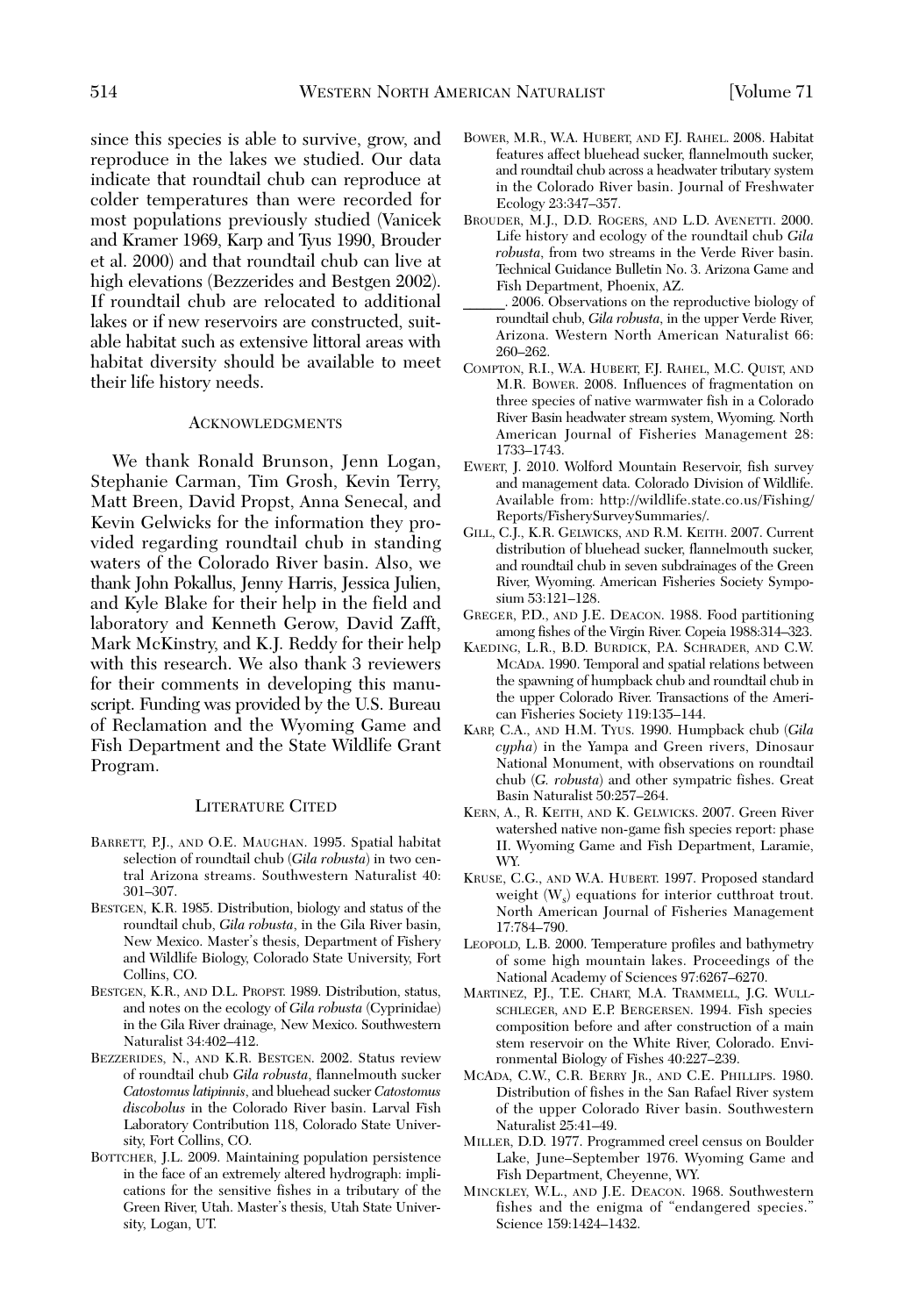since this species is able to survive, grow, and reproduce in the lakes we studied. Our data indicate that roundtail chub can reproduce at colder temperatures than were recorded for most populations previously studied (Vanicek and Kramer 1969, Karp and Tyus 1990, Brouder et al. 2000) and that roundtail chub can live at high elevations (Bezzerides and Bestgen 2002). If roundtail chub are relocated to additional lakes or if new reservoirs are constructed, suitable habitat such as extensive littoral areas with habitat diversity should be available to meet their life history needs.

## Acknowledgments

We thank Ronald Brunson, Jenn Logan, Stephanie Carman, Tim Grosh, Kevin Terry, Matt Breen, David Propst, Anna Senecal, and Kevin Gelwicks for the information they provided regarding roundtail chub in standing waters of the Colorado River basin. Also, we thank John Pokallus, Jenny Harris, Jessica Julien, and Kyle Blake for their help in the field and laboratory and Kenneth Gerow, David Zafft, Mark McKinstry, and K.J. Reddy for their help with this research. We also thank 3 reviewers for their comments in developing this manuscript. Funding was provided by the U.S. Bureau of Reclamation and the Wyoming Game and Fish Department and the State Wildlife Grant Program.

## Literature Cited

Barrett, P.J., and O.E. Maughan. 1995. Spatial habitat selection of roundtail chub (*Gila robusta*) in two central Arizona streams. Southwestern Naturalist 40: 301–307.

Bestgen, K.R. 1985. Distribution, biology and status of the roundtail chub, *Gila robusta*, in the Gila River basin, New Mexico. Master's thesis, Department of Fishery and Wildlife Biology, Colorado State University, Fort Collins, CO.

Bestgen, K.R., and D.L. Propst. 1989. Distribution, status, and notes on the ecology of *Gila robusta* (Cyprinidae) in the Gila River drainage, New Mexico. Southwestern Naturalist 34:402–412.

Bezzerides, N., and K.R. Bestgen. 2002. Status review of roundtail chub *Gila robusta*, flannelmouth sucker *Catostomus latipinnis*, and bluehead sucker *Catostomus discobolus* in the Colorado River basin. Larval Fish Laboratory Contribution 118, Colorado State University, Fort Collins, CO.

Bottcher, J.L. 2009. Maintaining population persistence in the face of an extremely altered hydrograph: implications for the sensitive fishes in a tributary of the Green River, Utah. Master's thesis, Utah State University, Logan, UT.

Bower, M.R., W.A. Hubert, and F.J. Rahel. 2008. Habitat features affect bluehead sucker, flannelmouth sucker, and roundtail chub across a headwater tributary system in the Colorado River basin. Journal of Freshwater Ecology 23:347–357.

Brouder, M.J., D.D. Rogers, and L.D. Avenetti. 2000. Life history and ecology of the roundtail chub *Gila robusta*, from two streams in the Verde River basin. Technical Guidance Bulletin No. 3. Arizona Game and Fish Department, Phoenix, AZ.

______. 2006. Observations on the reproductive biology of roundtail chub, *Gila robusta*, in the upper Verde River, Arizona. Western North American Naturalist 66: 260–262.

Compton, R.I., W.A. Hubert, F.J. Rahel, M.C. Quist, and M.R. Bower. 2008. Influences of fragmentation on three species of native warmwater fish in a Colorado River Basin headwater stream system, Wyoming. North American Journal of Fisheries Management 28: 1733–1743.

Ewert, J. 2010. Wolford Mountain Reservoir, fish survey and management data. Colorado Division of Wildlife. Available from: http://wildlife.state.co.us/Fishing/Reports/FisherySurveySummaries/.

Gill, C.J., K.R. Gelwicks, and R.M. Keith. 2007. Current distribution of bluehead sucker, flannelmouth sucker, and roundtail chub in seven subdrainages of the Green River, Wyoming. American Fisheries Society Symposium 53:121–128.

Greger, P.D., and J.E. Deacon. 1988. Food partitioning among fishes of the Virgin River. Copeia 1988:314–323.

Kaeding, L.R., B.D. Burdick, P.A. Schrader, and C.W. McAda. 1990. Temporal and spatial relations between the spawning of humpback chub and roundtail chub in the upper Colorado River. Transactions of the American Fisheries Society 119:135–144.

Karp, C.A., and H.M. Tyus. 1990. Humpback chub (*Gila cypha*) in the Yampa and Green rivers, Dinosaur National Monument, with observations on roundtail chub (*G. robusta*) and other sympatric fishes. Great Basin Naturalist 50:257–264.

Kern, A., R. Keith, and K. Gelwicks. 2007. Green River watershed native non-game fish species report: phase II. Wyoming Game and Fish Department, Laramie, WY.

Kruse, C.G., and W.A. Hubert. 1997. Proposed standard weight ($W_s$) equations for interior cutthroat trout. North American Journal of Fisheries Management 17:784–790.

Leopold, L.B. 2000. Temperature profiles and bathymetry of some high mountain lakes. Proceedings of the National Academy of Sciences 97:6267–6270.

Martinez, P.J., T.E. Chart, M.A. Trammell, J.G. Wullschleger, and E.P. Bergersen. 1994. Fish species composition before and after construction of a main stem reservoir on the White River, Colorado. Environmental Biology of Fishes 40:227–239.

McAda, C.W., C.R. Berry Jr., and C.E. Phillips. 1980. Distribution of fishes in the San Rafael River system of the upper Colorado River basin. Southwestern Naturalist 25:41–49.

Miller, D.D. 1977. Programmed creel census on Boulder Lake, June–September 1976. Wyoming Game and Fish Department, Cheyenne, WY.

Minckley, W.L., and J.E. Deacon. 1968. Southwestern fishes and the enigma of "endangered species." Science 159:1424–1432.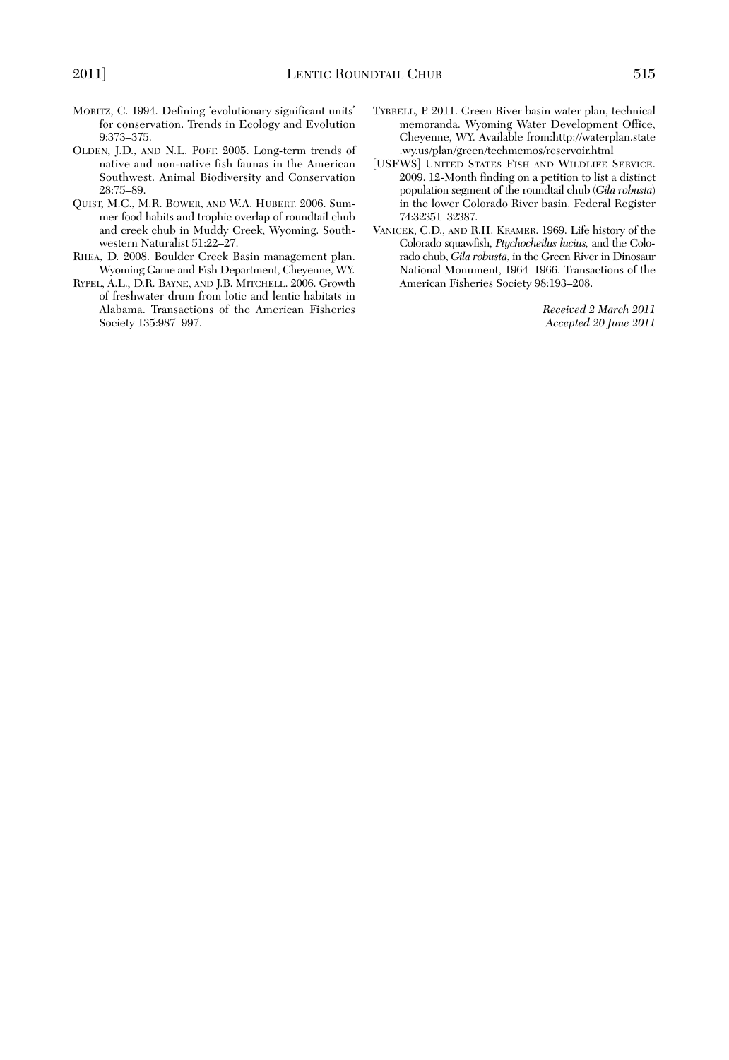MORITZ, C. 1994. Defining 'evolutionary significant units' for conservation. Trends in Ecology and Evolution 9:373–375.

OLDEN, J.D., AND N.L. POFF. 2005. Long-term trends of native and non-native fish faunas in the American Southwest. Animal Biodiversity and Conservation 28:75–89.

QUIST, M.C., M.R. BOWER, AND W.A. HUBERT. 2006. Summer food habits and trophic overlap of roundtail chub and creek chub in Muddy Creek, Wyoming. Southwestern Naturalist 51:22–27.

RHEA, D. 2008. Boulder Creek Basin management plan. Wyoming Game and Fish Department, Cheyenne, WY.

RYPEL, A.L., D.R. BAYNE, AND J.B. MITCHELL. 2006. Growth of freshwater drum from lotic and lentic habitats in Alabama. Transactions of the American Fisheries Society 135:987–997.

TYRRELL, P. 2011. Green River basin water plan, technical memoranda. Wyoming Water Development Office, Cheyenne, WY. Available from:http://waterplan.state.wy.us/plan/green/techmemos/reservoir.html

[USFWS] UNITED STATES FISH AND WILDLIFE SERVICE. 2009. 12-Month finding on a petition to list a distinct population segment of the roundtail chub (*Gila robusta*) in the lower Colorado River basin. Federal Register 74:32351–32387.

VANICEK, C.D., AND R.H. KRAMER. 1969. Life history of the Colorado squawfish, *Ptychocheilus lucius,* and the Colorado chub, *Gila robusta*, in the Green River in Dinosaur National Monument, 1964–1966. Transactions of the American Fisheries Society 98:193–208.

*Received 2 March 2011*
*Accepted 20 June 2011*